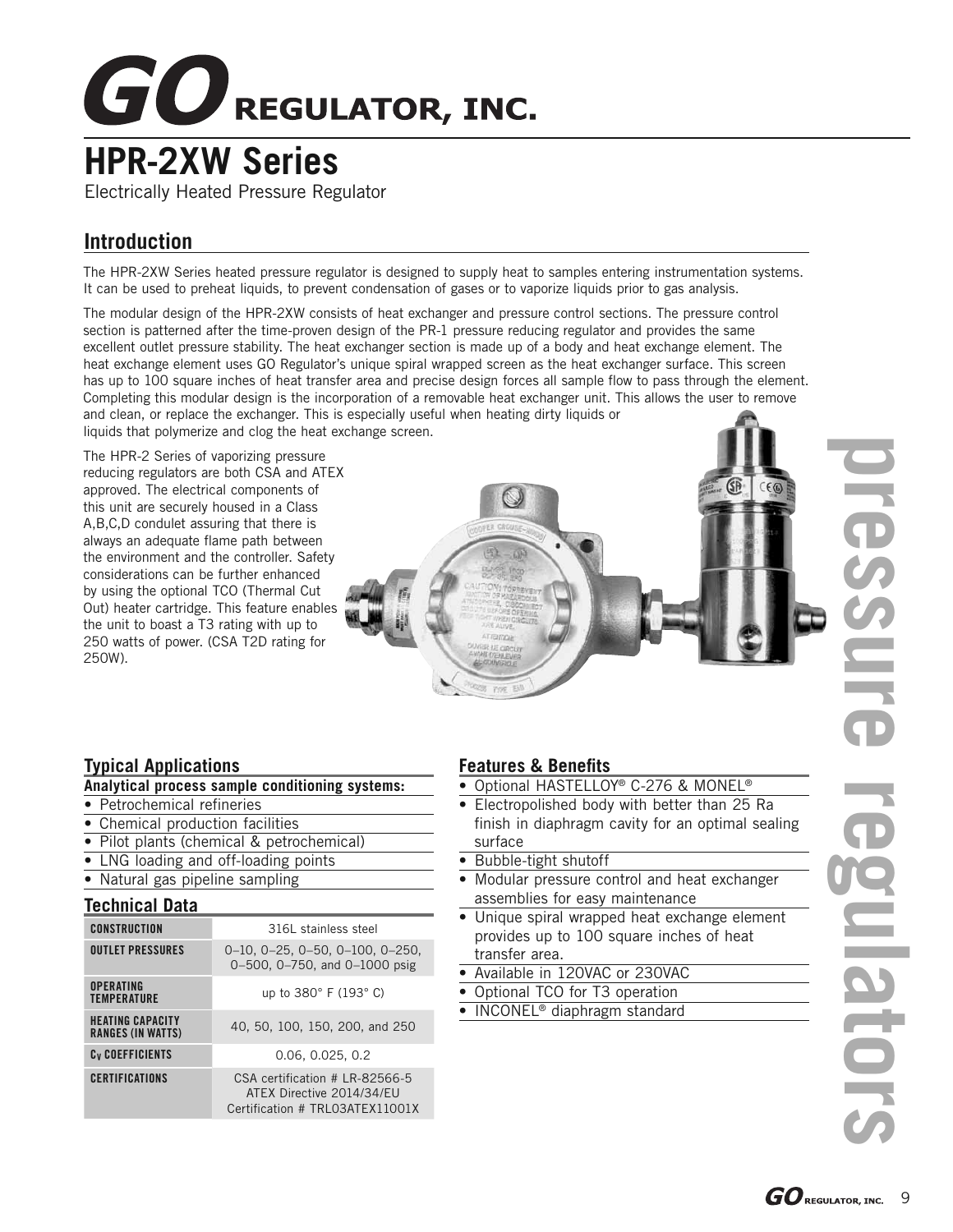# GO REGULATOR, INC.

# HPR-2XW Series

Electrically Heated Pressure Regulator

## Introduction

The HPR-2XW Series heated pressure regulator is designed to supply heat to samples entering instrumentation systems. It can be used to preheat liquids, to prevent condensation of gases or to vaporize liquids prior to gas analysis.

The modular design of the HPR-2XW consists of heat exchanger and pressure control sections. The pressure control section is patterned after the time-proven design of the PR-1 pressure reducing regulator and provides the same excellent outlet pressure stability. The heat exchanger section is made up of a body and heat exchange element. The heat exchange element uses GO Regulator's unique spiral wrapped screen as the heat exchanger surface. This screen has up to 100 square inches of heat transfer area and precise design forces all sample flow to pass through the element. Completing this modular design is the incorporation of a removable heat exchanger unit. This allows the user to remove and clean, or replace the exchanger. This is especially useful when heating dirty liquids or liquids that polymerize and clog the heat exchange screen.

The HPR-2 Series of vaporizing pressure reducing regulators are both CSA and ATEX approved. The electrical components of this unit are securely housed in a Class A,B,C,D condulet assuring that there is always an adequate flame path between the environment and the controller. Safety considerations can be further enhanced by using the optional TCO (Thermal Cut Out) heater cartridge. This feature enables the unit to boast a T3 rating with up to 250 watts of power. (CSA T2D rating for 250W).

## Typical Applications

**Analytical process sample conditioning systems:**

- Petrochemical refineries
- Chemical production facilities
- Pilot plants (chemical & petrochemical)
- LNG loading and off-loading points
- Natural gas pipeline sampling

## Technical Data

| | |
|---|---|
| **CONSTRUCTION** | 316L stainless steel |
| **OUTLET PRESSURES** | 0–10, 0–25, 0–50, 0–100, 0–250, 0–500, 0–750, and 0–1000 psig |
| **OPERATING TEMPERATURE** | up to 380° F (193° C) |
| **HEATING CAPACITY RANGES (IN WATTS)** | 40, 50, 100, 150, 200, and 250 |
| **$C_V$ COEFFICIENTS** | 0.06, 0.025, 0.2 |
| **CERTIFICATIONS** | CSA certification # LR-82566-5 ATEX Directive 2014/34/EU Certification # TRL03ATEX11001X |

## Features & Benefits

- Optional HASTELLOY® C-276 & MONEL®
- Electropolished body with better than 25 Ra finish in diaphragm cavity for an optimal sealing surface
- Bubble-tight shutoff
- Modular pressure control and heat exchanger assemblies for easy maintenance
- Unique spiral wrapped heat exchange element provides up to 100 square inches of heat transfer area.
- Available in 120VAC or 230VAC
- Optional TCO for T3 operation
- INCONEL® diaphragm standard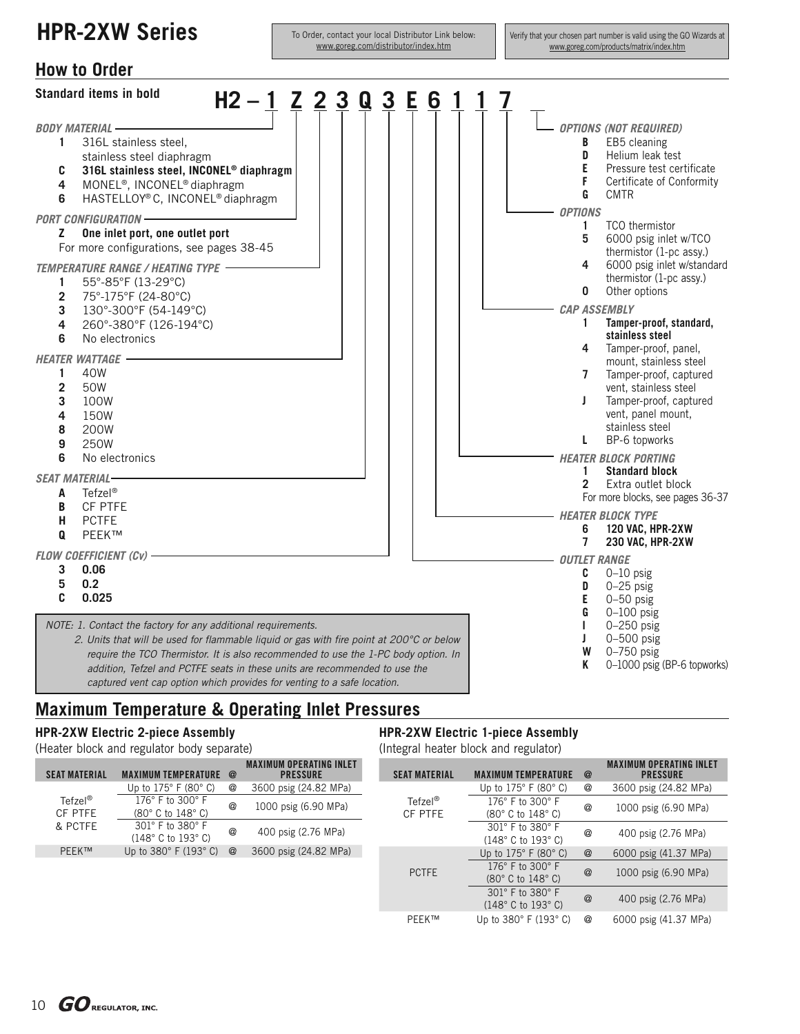# HPR-2XW Series

To Order, contact your local Distributor Link below: www.goreg.com/distributor/index.htm

Verify that your chosen part number is valid using the GO Wizards at www.goreg.com/products/matrix/index.htm

## How to Order

**Standard items in bold**

**H2 – 1 Z 2 3 Q 3 E 6 1 1 7 __**

***BODY MATERIAL***
- **1** 316L stainless steel, stainless steel diaphragm
- **C** **316L stainless steel, INCONEL® diaphragm**
- **4** MONEL®, INCONEL® diaphragm
- **6** HASTELLOY® C, INCONEL® diaphragm

***PORT CONFIGURATION***
- **Z** **One inlet port, one outlet port**

For more configurations, see pages 38-45

***TEMPERATURE RANGE / HEATING TYPE***
- **1** 55°-85°F (13-29°C)
- **2** 75°-175°F (24-80°C)
- **3** 130°-300°F (54-149°C)
- **4** 260°-380°F (126-194°C)
- **6** No electronics

***HEATER WATTAGE***
- **1** 40W
- **2** 50W
- **3** 100W
- **4** 150W
- **8** 200W
- **9** 250W
- **6** No electronics

***SEAT MATERIAL***
- **A** Tefzel®
- **B** CF PTFE
- **H** PCTFE
- **Q** PEEK™

***FLOW COEFFICIENT (Cv)***
- **3** **0.06**
- **5** **0.2**
- **C** **0.025**

***OUTLET RANGE***
- **C** 0–10 psig
- **D** 0–25 psig
- **E** 0–50 psig
- **G** 0–100 psig
- **I** 0–250 psig
- **J** 0–500 psig
- **W** 0–750 psig
- **K** 0–1000 psig (BP-6 topworks)

***HEATER BLOCK TYPE***
- **6** **120 VAC, HPR-2XW**
- **7** **230 VAC, HPR-2XW**

***HEATER BLOCK PORTING***
- **1** **Standard block**
- **2** Extra outlet block

For more blocks, see pages 36-37

***CAP ASSEMBLY***
- **1** **Tamper-proof, standard, stainless steel**
- **4** Tamper-proof, panel, mount, stainless steel
- **7** Tamper-proof, captured vent, stainless steel
- **J** Tamper-proof, captured vent, panel mount, stainless steel
- **L** BP-6 topworks

***OPTIONS***
- **1** TCO thermistor
- **5** 6000 psig inlet w/TCO thermistor (1-pc assy.)
- **4** 6000 psig inlet w/standard thermistor (1-pc assy.)
- **0** Other options

***OPTIONS (NOT REQUIRED)***
- **B** EB5 cleaning
- **D** Helium leak test
- **E** Pressure test certificate
- **F** Certificate of Conformity
- **G** CMTR

*NOTE: 1. Contact the factory for any additional requirements.*
*2. Units that will be used for flammable liquid or gas with fire point at 200°C or below require the TCO Thermistor. It is also recommended to use the 1-PC body option. In addition, Tefzel and PCTFE seats in these units are recommended to use the captured vent cap option which provides for venting to a safe location.*

## Maximum Temperature & Operating Inlet Pressures

### HPR-2XW Electric 2-piece Assembly

(Heater block and regulator body separate)

| SEAT MATERIAL | MAXIMUM TEMPERATURE | @ | MAXIMUM OPERATING INLET PRESSURE |
|---|---|---|---|
| Tefzel® CF PTFE & PCTFE | Up to 175° F (80° C) | @ | 3600 psig (24.82 MPa) |
| | 176° F to 300° F (80° C to 148° C) | @ | 1000 psig (6.90 MPa) |
| | 301° F to 380° F (148° C to 193° C) | @ | 400 psig (2.76 MPa) |
| PEEK™ | Up to 380° F (193° C) | @ | 3600 psig (24.82 MPa) |

### HPR-2XW Electric 1-piece Assembly

(Integral heater block and regulator)

| SEAT MATERIAL | MAXIMUM TEMPERATURE | @ | MAXIMUM OPERATING INLET PRESSURE |
|---|---|---|---|
| Tefzel® CF PTFE | Up to 175° F (80° C) | @ | 3600 psig (24.82 MPa) |
| | 176° F to 300° F (80° C to 148° C) | @ | 1000 psig (6.90 MPa) |
| | 301° F to 380° F (148° C to 193° C) | @ | 400 psig (2.76 MPa) |
| PCTFE | Up to 175° F (80° C) | @ | 6000 psig (41.37 MPa) |
| | 176° F to 300° F (80° C to 148° C) | @ | 1000 psig (6.90 MPa) |
| | 301° F to 380° F (148° C to 193° C) | @ | 400 psig (2.76 MPa) |
| PEEK™ | Up to 380° F (193° C) | @ | 6000 psig (41.37 MPa) |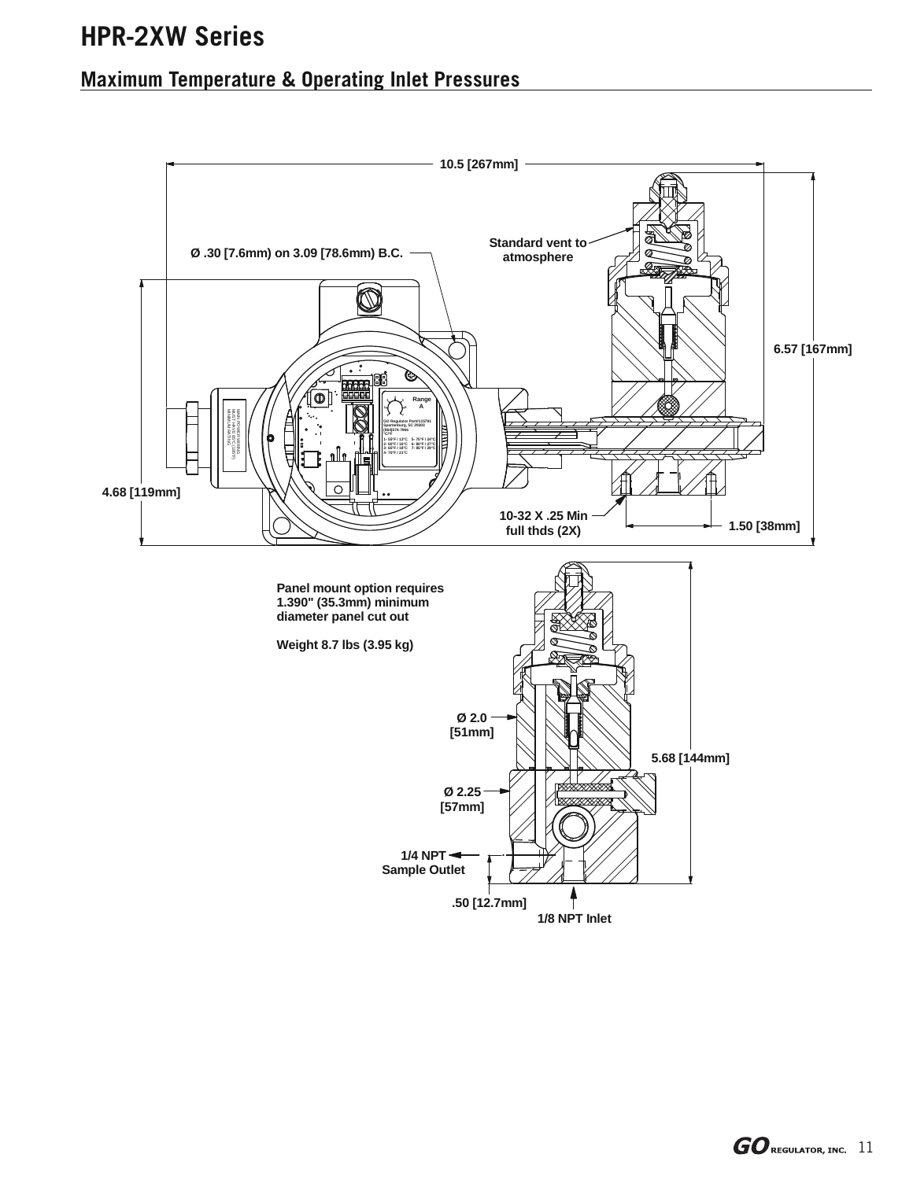# HPR-2XW Series

## Maximum Temperature & Operating Inlet Pressures

10.5 [267mm]

Ø .30 [7.6mm) on 3.09 [78.6mm) B.C.

Standard vent to atmosphere

6.57 [167mm]

4.68 [119mm]

10-32 X .25 Min full thds (2X)

1.50 [38mm]

Panel mount option requires 1.390" (35.3mm) minimum diameter panel cut out

Weight 8.7 lbs (3.95 kg)

Ø 2.0 [51mm]

5.68 [144mm]

Ø 2.25 [57mm]

1/4 NPT Sample Outlet

.50 [12.7mm]

1/8 NPT Inlet